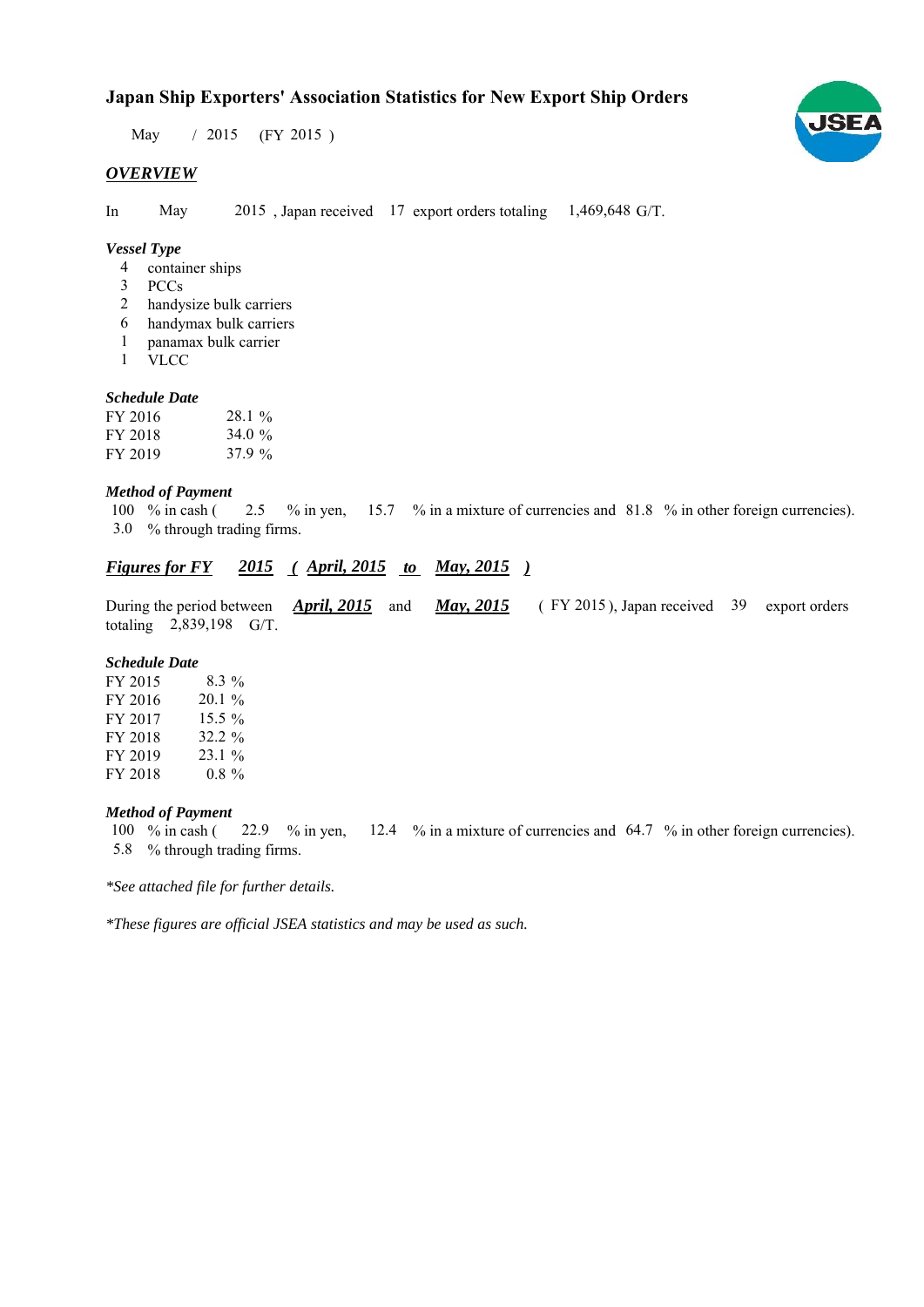# Japan Ship Exporters' Association Statistics for New Export Ship Orders

May / 2015 (FY 2015 )

## *OVERVIEW*

In May 2015 , Japan received 17 export orders totaling 1,469,648 G/T.

### *Vessel Type*

4 container ships
3 PCCs
2 handysize bulk carriers
6 handymax bulk carriers
1 panamax bulk carrier
1 VLCC

### *Schedule Date*

| | |
|---|---|
| FY 2016 | 28.1 % |
| FY 2018 | 34.0 % |
| FY 2019 | 37.9 % |

### *Method of Payment*

100 % in cash ( 2.5 % in yen, 15.7 % in a mixture of currencies and 81.8 % in other foreign currencies).
3.0 % through trading firms.

## *Figures for FY 2015 ( April, 2015 to May, 2015 )*

During the period between *April, 2015* and *May, 2015* ( FY 2015 ), Japan received 39 export orders totaling 2,839,198 G/T.

### *Schedule Date*

| | |
|---|---|
| FY 2015 | 8.3 % |
| FY 2016 | 20.1 % |
| FY 2017 | 15.5 % |
| FY 2018 | 32.2 % |
| FY 2019 | 23.1 % |
| FY 2018 | 0.8 % |

### *Method of Payment*

100 % in cash ( 22.9 % in yen, 12.4 % in a mixture of currencies and 64.7 % in other foreign currencies).
5.8 % through trading firms.

*\*See attached file for further details.*

*\*These figures are official JSEA statistics and may be used as such.*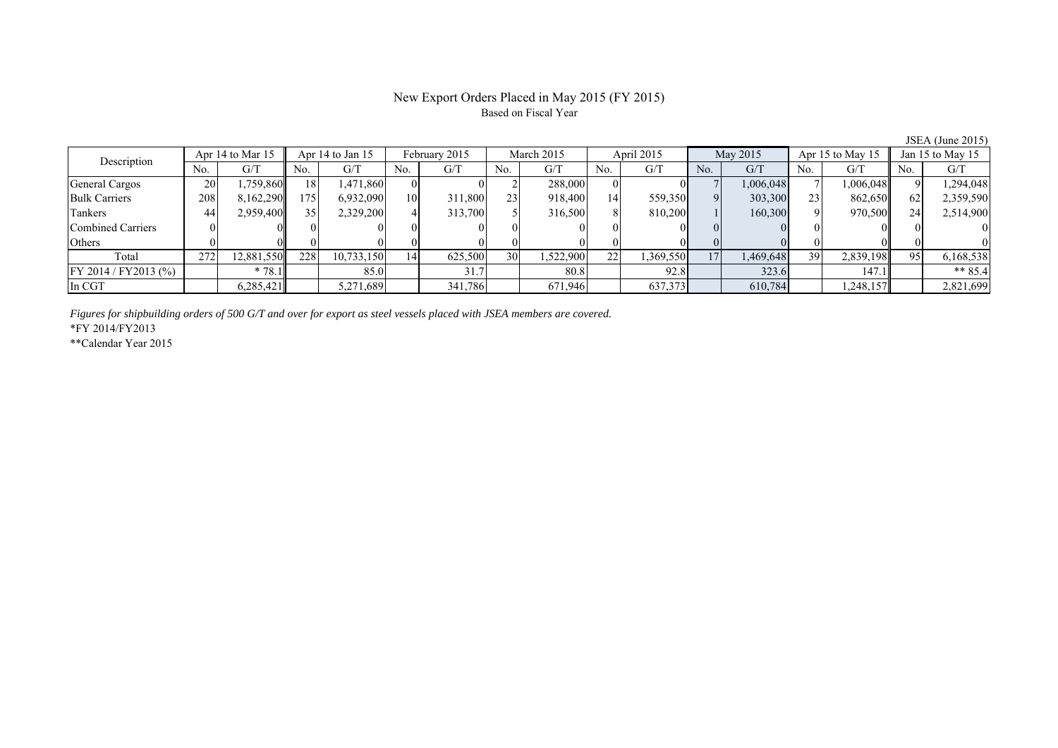# New Export Orders Placed in May 2015 (FY 2015)

Based on Fiscal Year

JSEA (June 2015)

| Description | Apr 14 to Mar 15 | | Apr 14 to Jan 15 | | February 2015 | | March 2015 | | April 2015 | | May 2015 | | Apr 15 to May 15 | | Jan 15 to May 15 | |
|---|---|---|---|---|---|---|---|---|---|---|---|---|---|---|---|---|
| | No. | G/T | No. | G/T | No. | G/T | No. | G/T | No. | G/T | No. | G/T | No. | G/T | No. | G/T |
| General Cargos | 20 | 1,759,860 | 18 | 1,471,860 | 0 | 0 | 2 | 288,000 | 0 | 0 | 7 | 1,006,048 | 7 | 1,006,048 | 9 | 1,294,048 |
| Bulk Carriers | 208 | 8,162,290 | 175 | 6,932,090 | 10 | 311,800 | 23 | 918,400 | 14 | 559,350 | 9 | 303,300 | 23 | 862,650 | 62 | 2,359,590 |
| Tankers | 44 | 2,959,400 | 35 | 2,329,200 | 4 | 313,700 | 5 | 316,500 | 8 | 810,200 | 1 | 160,300 | 9 | 970,500 | 24 | 2,514,900 |
| Combined Carriers | 0 | 0 | 0 | 0 | 0 | 0 | 0 | 0 | 0 | 0 | 0 | 0 | 0 | 0 | 0 | 0 |
| Others | 0 | 0 | 0 | 0 | 0 | 0 | 0 | 0 | 0 | 0 | 0 | 0 | 0 | 0 | 0 | 0 |
| Total | 272 | 12,881,550 | 228 | 10,733,150 | 14 | 625,500 | 30 | 1,522,900 | 22 | 1,369,550 | 17 | 1,469,648 | 39 | 2,839,198 | 95 | 6,168,538 |
| FY 2014 / FY2013 (%) | | * 78.1 | | 85.0 | | 31.7 | | 80.8 | | 92.8 | | 323.6 | | 147.1 | | ** 85.4 |
| In CGT | | 6,285,421 | | 5,271,689 | | 341,786 | | 671,946 | | 637,373 | | 610,784 | | 1,248,157 | | 2,821,699 |

*Figures for shipbuilding orders of 500 G/T and over for export as steel vessels placed with JSEA members are covered.*

*FY 2014/FY2013

**Calendar Year 2015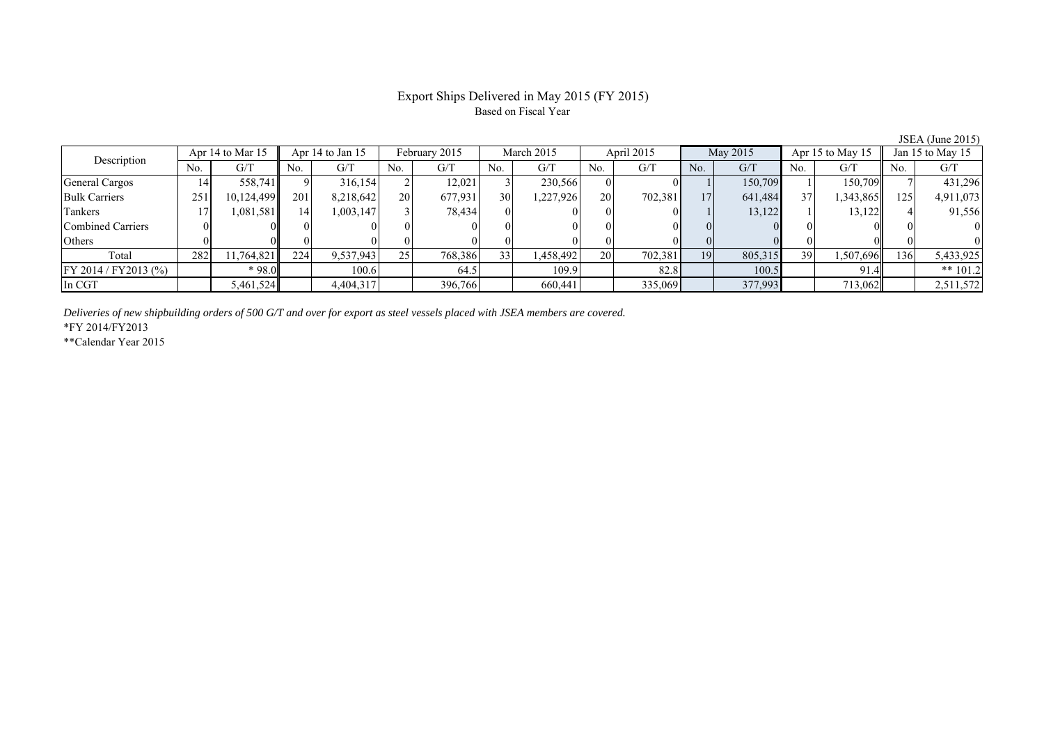# Export Ships Delivered in May 2015 (FY 2015)

Based on Fiscal Year

JSEA (June 2015)

| Description | Apr 14 to Mar 15 | | Apr 14 to Jan 15 | | February 2015 | | March 2015 | | April 2015 | | May 2015 | | Apr 15 to May 15 | | Jan 15 to May 15 | |
|---|---|---|---|---|---|---|---|---|---|---|---|---|---|---|---|---|
| | No. | G/T | No. | G/T | No. | G/T | No. | G/T | No. | G/T | No. | G/T | No. | G/T | No. | G/T |
| General Cargos | 14 | 558,741 | 9 | 316,154 | 2 | 12,021 | 3 | 230,566 | 0 | 0 | 1 | 150,709 | 1 | 150,709 | 7 | 431,296 |
| Bulk Carriers | 251 | 10,124,499 | 201 | 8,218,642 | 20 | 677,931 | 30 | 1,227,926 | 20 | 702,381 | 17 | 641,484 | 37 | 1,343,865 | 125 | 4,911,073 |
| Tankers | 17 | 1,081,581 | 14 | 1,003,147 | 3 | 78,434 | 0 | 0 | 0 | 0 | 1 | 13,122 | 1 | 13,122 | 4 | 91,556 |
| Combined Carriers | 0 | 0 | 0 | 0 | 0 | 0 | 0 | 0 | 0 | 0 | 0 | 0 | 0 | 0 | 0 | 0 |
| Others | 0 | 0 | 0 | 0 | 0 | 0 | 0 | 0 | 0 | 0 | 0 | 0 | 0 | 0 | 0 | 0 |
| Total | 282 | 11,764,821 | 224 | 9,537,943 | 25 | 768,386 | 33 | 1,458,492 | 20 | 702,381 | 19 | 805,315 | 39 | 1,507,696 | 136 | 5,433,925 |
| FY 2014 / FY2013 (%) | | * 98.0 | | 100.6 | | 64.5 | | 109.9 | | 82.8 | | 100.5 | | 91.4 | | ** 101.2 |
| In CGT | | 5,461,524 | | 4,404,317 | | 396,766 | | 660,441 | | 335,069 | | 377,993 | | 713,062 | | 2,511,572 |

*Deliveries of new shipbuilding orders of 500 G/T and over for export as steel vessels placed with JSEA members are covered.*

*FY 2014/FY2013

**Calendar Year 2015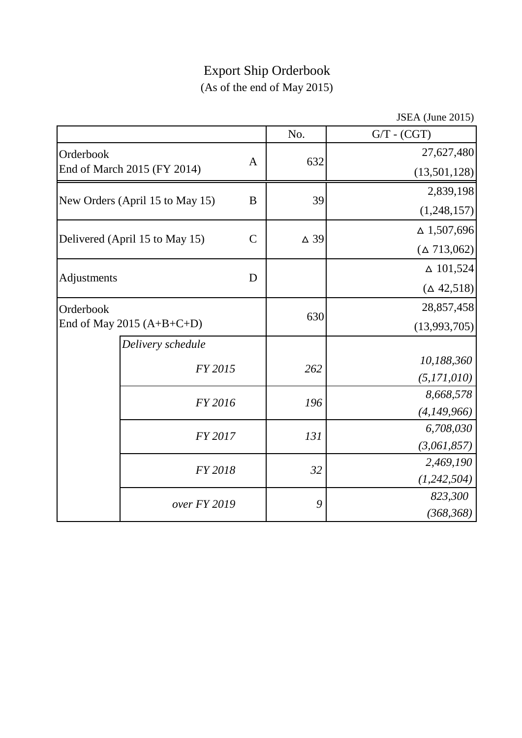# Export Ship Orderbook

(As of the end of May 2015)

JSEA (June 2015)

| | | | No. | G/T - (CGT) |
|---|---|---|---|---|
| Orderbook<br>End of March 2015 (FY 2014) | | A | 632 | 27,627,480<br>(13,501,128) |
| New Orders (April 15 to May 15) | | B | 39 | 2,839,198<br>(1,248,157) |
| Delivered (April 15 to May 15) | | C | ∆ 39 | ∆ 1,507,696<br>(∆ 713,062) |
| Adjustments | | D | | ∆ 101,524<br>(∆ 42,518) |
| Orderbook<br>End of May 2015 (A+B+C+D) | | | 630 | 28,857,458<br>(13,993,705) |
| | *Delivery schedule* | | | |
| | *FY 2015* | | *262* | *10,188,360*<br>*(5,171,010)* |
| | *FY 2016* | | *196* | *8,668,578*<br>*(4,149,966)* |
| | *FY 2017* | | *131* | *6,708,030*<br>*(3,061,857)* |
| | *FY 2018* | | *32* | *2,469,190*<br>*(1,242,504)* |
| | *over FY 2019* | | *9* | *823,300*<br>*(368,368)* |